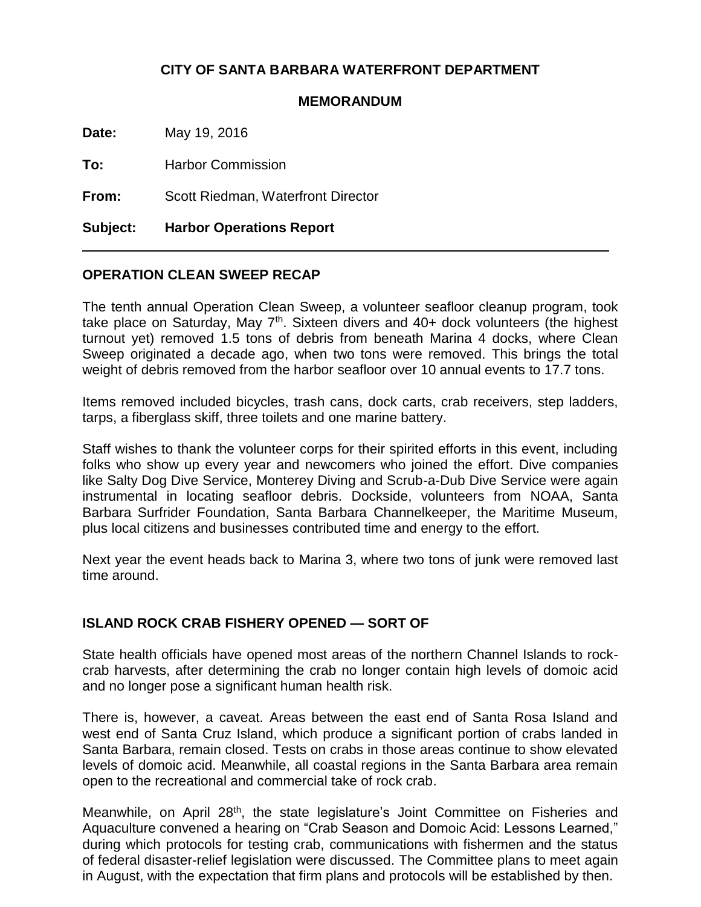**CITY OF SANTA BARBARA WATERFRONT DEPARTMENT**

**MEMORANDUM**

**Date:** May 19, 2016

**To:** Harbor Commission

**From:** Scott Riedman, Waterfront Director

**Subject: Harbor Operations Report**

---

## OPERATION CLEAN SWEEP RECAP

The tenth annual Operation Clean Sweep, a volunteer seafloor cleanup program, took take place on Saturday, May 7th. Sixteen divers and 40+ dock volunteers (the highest turnout yet) removed 1.5 tons of debris from beneath Marina 4 docks, where Clean Sweep originated a decade ago, when two tons were removed. This brings the total weight of debris removed from the harbor seafloor over 10 annual events to 17.7 tons.

Items removed included bicycles, trash cans, dock carts, crab receivers, step ladders, tarps, a fiberglass skiff, three toilets and one marine battery.

Staff wishes to thank the volunteer corps for their spirited efforts in this event, including folks who show up every year and newcomers who joined the effort. Dive companies like Salty Dog Dive Service, Monterey Diving and Scrub-a-Dub Dive Service were again instrumental in locating seafloor debris. Dockside, volunteers from NOAA, Santa Barbara Surfrider Foundation, Santa Barbara Channelkeeper, the Maritime Museum, plus local citizens and businesses contributed time and energy to the effort.

Next year the event heads back to Marina 3, where two tons of junk were removed last time around.

## ISLAND ROCK CRAB FISHERY OPENED — SORT OF

State health officials have opened most areas of the northern Channel Islands to rock-crab harvests, after determining the crab no longer contain high levels of domoic acid and no longer pose a significant human health risk.

There is, however, a caveat. Areas between the east end of Santa Rosa Island and west end of Santa Cruz Island, which produce a significant portion of crabs landed in Santa Barbara, remain closed. Tests on crabs in those areas continue to show elevated levels of domoic acid. Meanwhile, all coastal regions in the Santa Barbara area remain open to the recreational and commercial take of rock crab.

Meanwhile, on April 28th, the state legislature's Joint Committee on Fisheries and Aquaculture convened a hearing on "Crab Season and Domoic Acid: Lessons Learned," during which protocols for testing crab, communications with fishermen and the status of federal disaster-relief legislation were discussed. The Committee plans to meet again in August, with the expectation that firm plans and protocols will be established by then.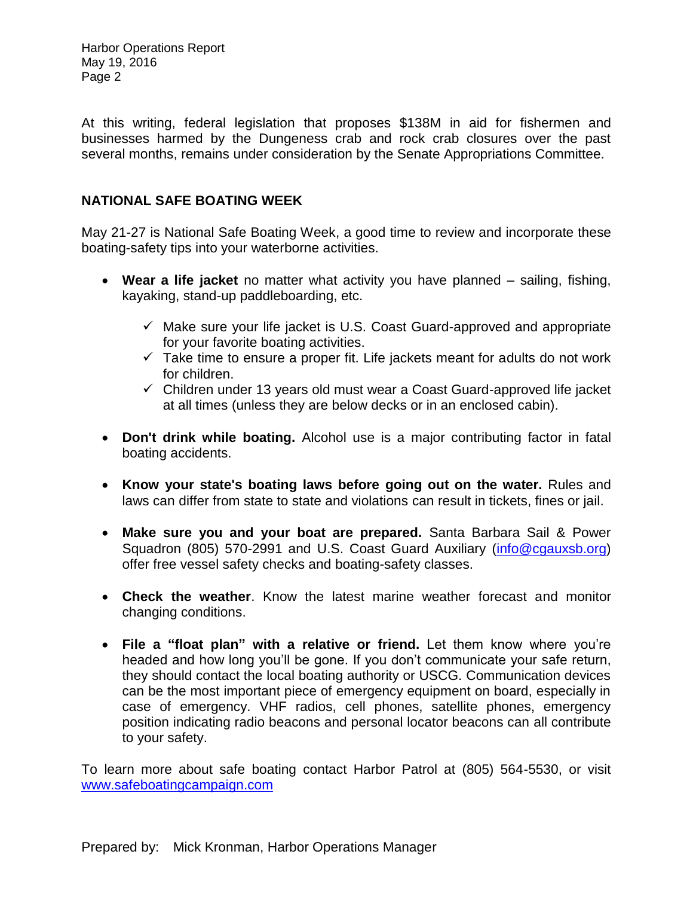At this writing, federal legislation that proposes $138M in aid for fishermen and businesses harmed by the Dungeness crab and rock crab closures over the past several months, remains under consideration by the Senate Appropriations Committee.

## NATIONAL SAFE BOATING WEEK

May 21-27 is National Safe Boating Week, a good time to review and incorporate these boating-safety tips into your waterborne activities.

- **Wear a life jacket** no matter what activity you have planned – sailing, fishing, kayaking, stand-up paddleboarding, etc.
  - ✓ Make sure your life jacket is U.S. Coast Guard-approved and appropriate for your favorite boating activities.
  - ✓ Take time to ensure a proper fit. Life jackets meant for adults do not work for children.
  - ✓ Children under 13 years old must wear a Coast Guard-approved life jacket at all times (unless they are below decks or in an enclosed cabin).

- **Don't drink while boating.** Alcohol use is a major contributing factor in fatal boating accidents.

- **Know your state's boating laws before going out on the water.** Rules and laws can differ from state to state and violations can result in tickets, fines or jail.

- **Make sure you and your boat are prepared.** Santa Barbara Sail & Power Squadron (805) 570-2991 and U.S. Coast Guard Auxiliary (info@cgauxsb.org) offer free vessel safety checks and boating-safety classes.

- **Check the weather**. Know the latest marine weather forecast and monitor changing conditions.

- **File a "float plan" with a relative or friend.** Let them know where you're headed and how long you'll be gone. If you don't communicate your safe return, they should contact the local boating authority or USCG. Communication devices can be the most important piece of emergency equipment on board, especially in case of emergency. VHF radios, cell phones, satellite phones, emergency position indicating radio beacons and personal locator beacons can all contribute to your safety.

To learn more about safe boating contact Harbor Patrol at (805) 564-5530, or visit www.safeboatingcampaign.com

Prepared by: Mick Kronman, Harbor Operations Manager